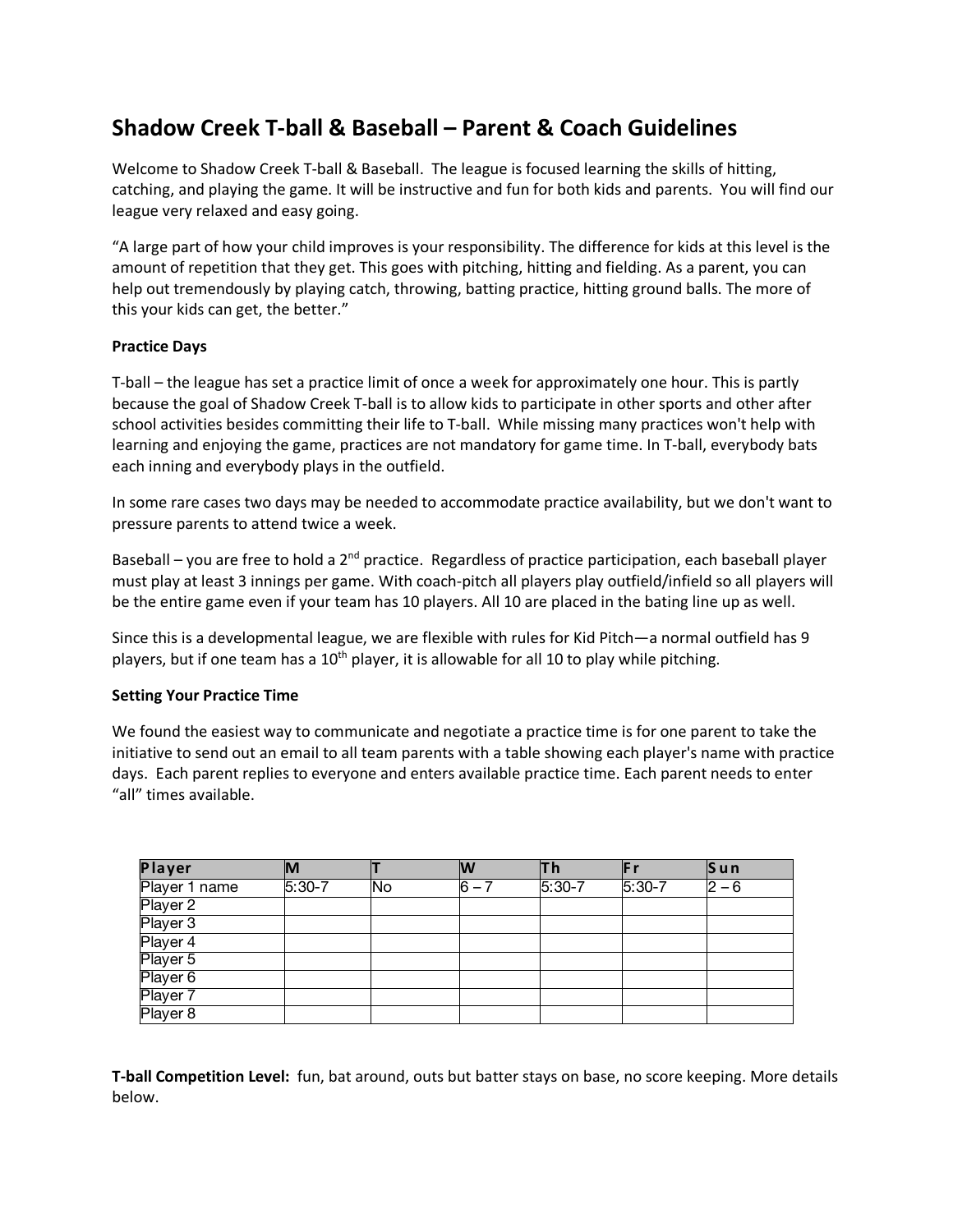# Shadow Creek T-ball & Baseball – Parent & Coach Guidelines

Welcome to Shadow Creek T-ball & Baseball. The league is focused learning the skills of hitting, catching, and playing the game. It will be instructive and fun for both kids and parents. You will find our league very relaxed and easy going.

"A large part of how your child improves is your responsibility. The difference for kids at this level is the amount of repetition that they get. This goes with pitching, hitting and fielding. As a parent, you can help out tremendously by playing catch, throwing, batting practice, hitting ground balls. The more of this your kids can get, the better."

**Practice Days**

T-ball – the league has set a practice limit of once a week for approximately one hour. This is partly because the goal of Shadow Creek T-ball is to allow kids to participate in other sports and other after school activities besides committing their life to T-ball. While missing many practices won't help with learning and enjoying the game, practices are not mandatory for game time. In T-ball, everybody bats each inning and everybody plays in the outfield.

In some rare cases two days may be needed to accommodate practice availability, but we don't want to pressure parents to attend twice a week.

Baseball – you are free to hold a 2nd practice. Regardless of practice participation, each baseball player must play at least 3 innings per game. With coach-pitch all players play outfield/infield so all players will be the entire game even if your team has 10 players. All 10 are placed in the bating line up as well.

Since this is a developmental league, we are flexible with rules for Kid Pitch—a normal outfield has 9 players, but if one team has a 10th player, it is allowable for all 10 to play while pitching.

**Setting Your Practice Time**

We found the easiest way to communicate and negotiate a practice time is for one parent to take the initiative to send out an email to all team parents with a table showing each player's name with practice days. Each parent replies to everyone and enters available practice time. Each parent needs to enter "all" times available.

| Player | M | T | W | Th | Fr | Sun |
|---|---|---|---|---|---|---|
| Player 1 name | 5:30-7 | No | 6 – 7 | 5:30-7 | 5:30-7 | 2 – 6 |
| Player 2 | | | | | | |
| Player 3 | | | | | | |
| Player 4 | | | | | | |
| Player 5 | | | | | | |
| Player 6 | | | | | | |
| Player 7 | | | | | | |
| Player 8 | | | | | | |

**T-ball Competition Level:** fun, bat around, outs but batter stays on base, no score keeping. More details below.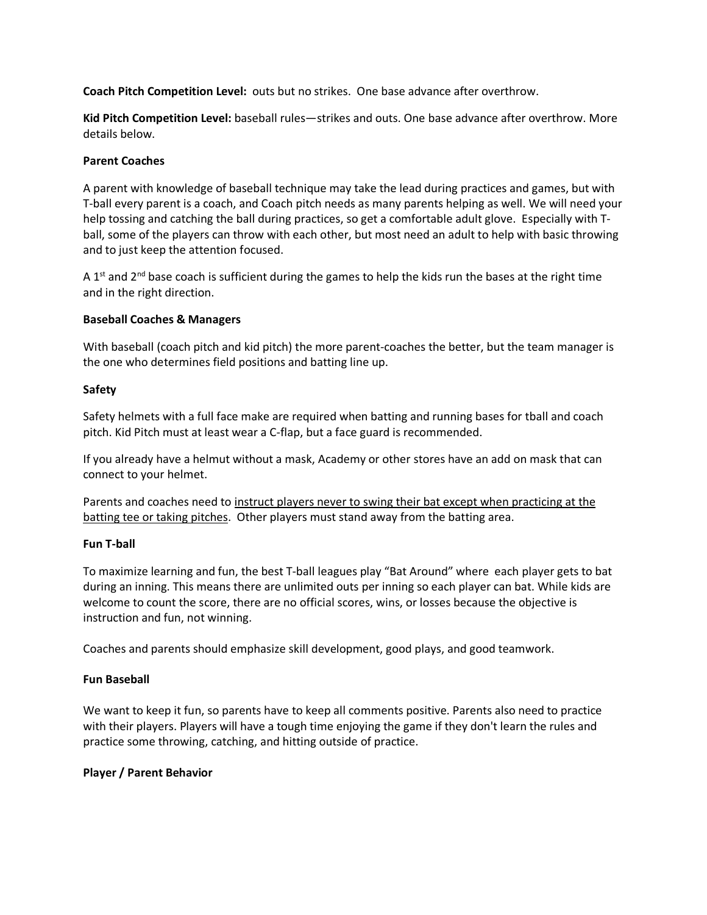**Coach Pitch Competition Level:** outs but no strikes. One base advance after overthrow.

**Kid Pitch Competition Level:** baseball rules—strikes and outs. One base advance after overthrow. More details below.

**Parent Coaches**

A parent with knowledge of baseball technique may take the lead during practices and games, but with T-ball every parent is a coach, and Coach pitch needs as many parents helping as well. We will need your help tossing and catching the ball during practices, so get a comfortable adult glove. Especially with T-ball, some of the players can throw with each other, but most need an adult to help with basic throwing and to just keep the attention focused.

A 1st and 2nd base coach is sufficient during the games to help the kids run the bases at the right time and in the right direction.

**Baseball Coaches & Managers**

With baseball (coach pitch and kid pitch) the more parent-coaches the better, but the team manager is the one who determines field positions and batting line up.

**Safety**

Safety helmets with a full face make are required when batting and running bases for tball and coach pitch. Kid Pitch must at least wear a C-flap, but a face guard is recommended.

If you already have a helmut without a mask, Academy or other stores have an add on mask that can connect to your helmet.

Parents and coaches need to <u>instruct players never to swing their bat except when practicing at the batting tee or taking pitches</u>. Other players must stand away from the batting area.

**Fun T-ball**

To maximize learning and fun, the best T-ball leagues play "Bat Around" where each player gets to bat during an inning. This means there are unlimited outs per inning so each player can bat. While kids are welcome to count the score, there are no official scores, wins, or losses because the objective is instruction and fun, not winning.

Coaches and parents should emphasize skill development, good plays, and good teamwork.

**Fun Baseball**

We want to keep it fun, so parents have to keep all comments positive. Parents also need to practice with their players. Players will have a tough time enjoying the game if they don't learn the rules and practice some throwing, catching, and hitting outside of practice.

**Player / Parent Behavior**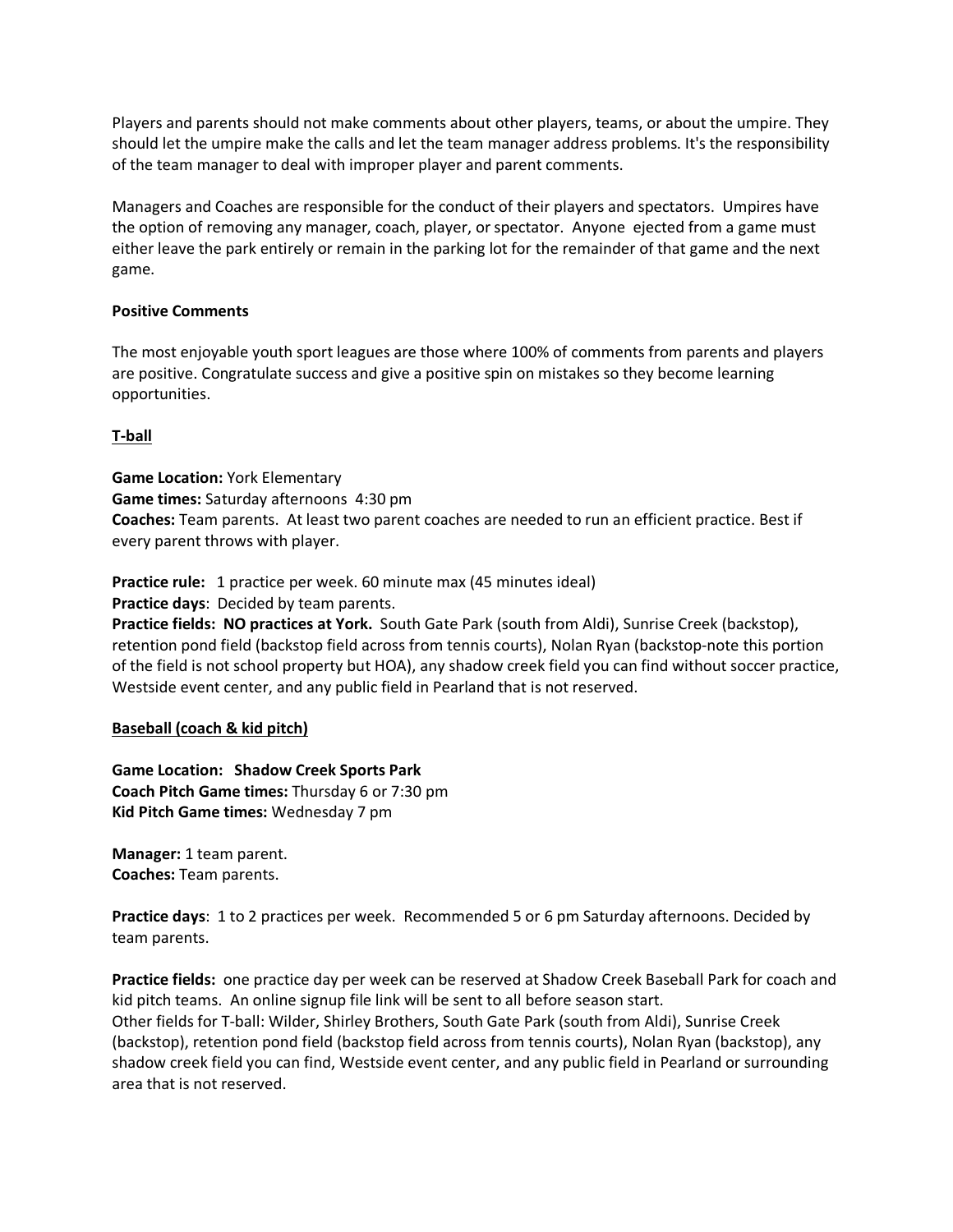Players and parents should not make comments about other players, teams, or about the umpire. They should let the umpire make the calls and let the team manager address problems. It's the responsibility of the team manager to deal with improper player and parent comments.

Managers and Coaches are responsible for the conduct of their players and spectators. Umpires have the option of removing any manager, coach, player, or spectator. Anyone ejected from a game must either leave the park entirely or remain in the parking lot for the remainder of that game and the next game.

**Positive Comments**

The most enjoyable youth sport leagues are those where 100% of comments from parents and players are positive. Congratulate success and give a positive spin on mistakes so they become learning opportunities.

**<u>T-ball</u>**

**Game Location:** York Elementary
**Game times:** Saturday afternoons 4:30 pm
**Coaches:** Team parents. At least two parent coaches are needed to run an efficient practice. Best if every parent throws with player.

**Practice rule:** 1 practice per week. 60 minute max (45 minutes ideal)
**Practice days**: Decided by team parents.
**Practice fields: NO practices at York.** South Gate Park (south from Aldi), Sunrise Creek (backstop), retention pond field (backstop field across from tennis courts), Nolan Ryan (backstop-note this portion of the field is not school property but HOA), any shadow creek field you can find without soccer practice, Westside event center, and any public field in Pearland that is not reserved.

**<u>Baseball (coach & kid pitch)</u>**

**Game Location: Shadow Creek Sports Park**
**Coach Pitch Game times:** Thursday 6 or 7:30 pm
**Kid Pitch Game times:** Wednesday 7 pm

**Manager:** 1 team parent.
**Coaches:** Team parents.

**Practice days**: 1 to 2 practices per week. Recommended 5 or 6 pm Saturday afternoons. Decided by team parents.

**Practice fields:** one practice day per week can be reserved at Shadow Creek Baseball Park for coach and kid pitch teams. An online signup file link will be sent to all before season start.
Other fields for T-ball: Wilder, Shirley Brothers, South Gate Park (south from Aldi), Sunrise Creek (backstop), retention pond field (backstop field across from tennis courts), Nolan Ryan (backstop), any shadow creek field you can find, Westside event center, and any public field in Pearland or surrounding area that is not reserved.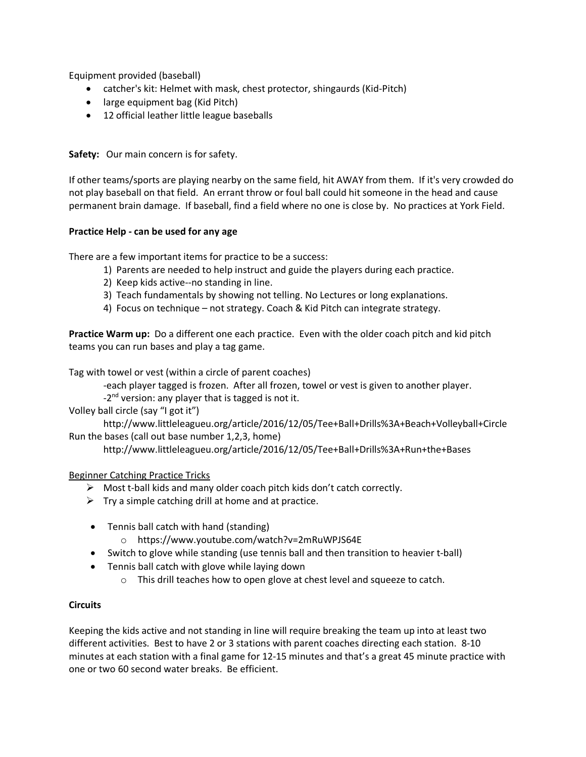Equipment provided (baseball)

- catcher's kit: Helmet with mask, chest protector, shingaurds (Kid-Pitch)
- large equipment bag (Kid Pitch)
- 12 official leather little league baseballs

**Safety:** Our main concern is for safety.

If other teams/sports are playing nearby on the same field, hit AWAY from them. If it's very crowded do not play baseball on that field. An errant throw or foul ball could hit someone in the head and cause permanent brain damage. If baseball, find a field where no one is close by. No practices at York Field.

**Practice Help - can be used for any age**

There are a few important items for practice to be a success:

1) Parents are needed to help instruct and guide the players during each practice.
2) Keep kids active--no standing in line.
3) Teach fundamentals by showing not telling. No Lectures or long explanations.
4) Focus on technique – not strategy. Coach & Kid Pitch can integrate strategy.

**Practice Warm up:** Do a different one each practice. Even with the older coach pitch and kid pitch teams you can run bases and play a tag game.

Tag with towel or vest (within a circle of parent coaches)

-each player tagged is frozen. After all frozen, towel or vest is given to another player.

-2nd version: any player that is tagged is not it.

Volley ball circle (say "I got it")

http://www.littleleagueu.org/article/2016/12/05/Tee+Ball+Drills%3A+Beach+Volleyball+Circle

Run the bases (call out base number 1,2,3, home)

http://www.littleleagueu.org/article/2016/12/05/Tee+Ball+Drills%3A+Run+the+Bases

<u>Beginner Catching Practice Tricks</u>

- Most t-ball kids and many older coach pitch kids don't catch correctly.
- Try a simple catching drill at home and at practice.

- Tennis ball catch with hand (standing)
  - https://www.youtube.com/watch?v=2mRuWPJS64E
- Switch to glove while standing (use tennis ball and then transition to heavier t-ball)
- Tennis ball catch with glove while laying down
  - This drill teaches how to open glove at chest level and squeeze to catch.

**Circuits**

Keeping the kids active and not standing in line will require breaking the team up into at least two different activities. Best to have 2 or 3 stations with parent coaches directing each station. 8-10 minutes at each station with a final game for 12-15 minutes and that's a great 45 minute practice with one or two 60 second water breaks. Be efficient.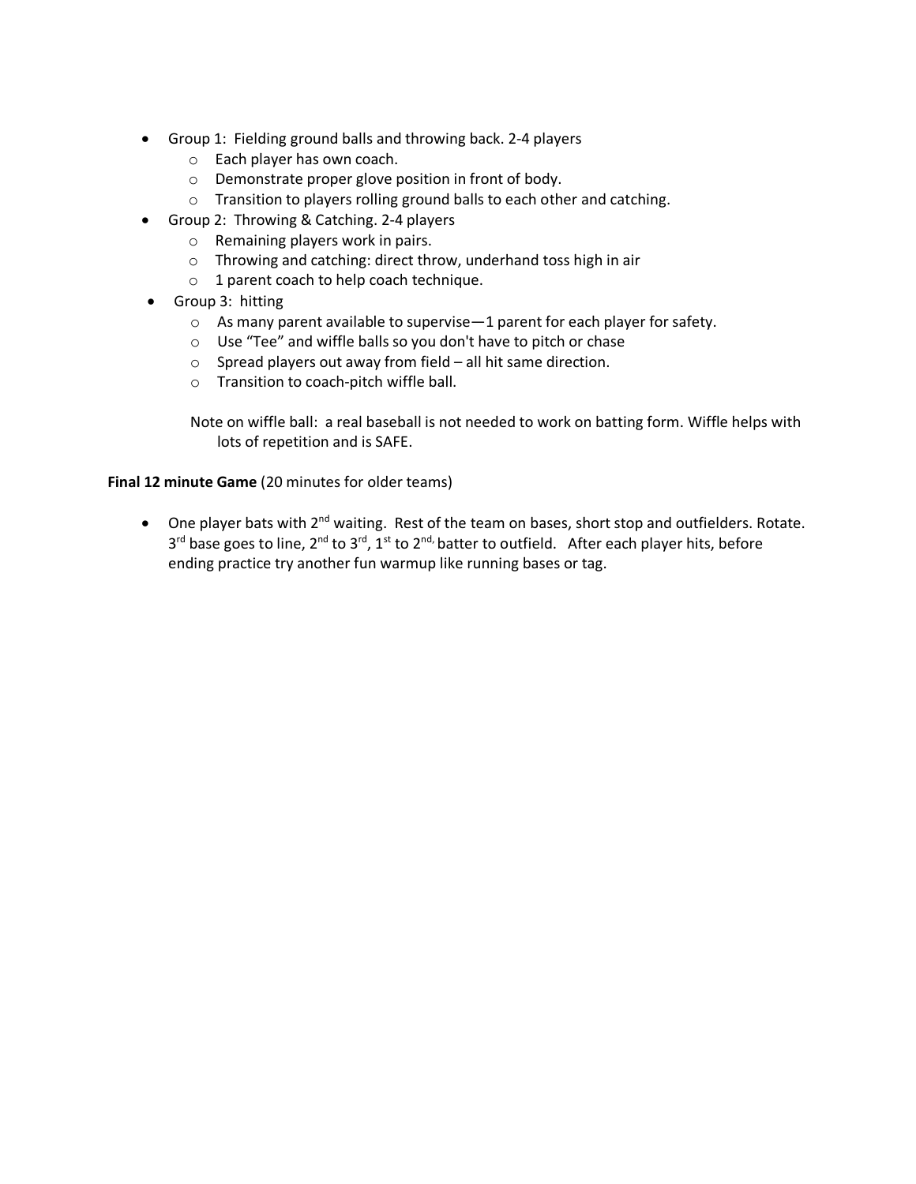- Group 1: Fielding ground balls and throwing back. 2-4 players
  - Each player has own coach.
  - Demonstrate proper glove position in front of body.
  - Transition to players rolling ground balls to each other and catching.
- Group 2: Throwing & Catching. 2-4 players
  - Remaining players work in pairs.
  - Throwing and catching: direct throw, underhand toss high in air
  - 1 parent coach to help coach technique.
- Group 3: hitting
  - As many parent available to supervise—1 parent for each player for safety.
  - Use "Tee" and wiffle balls so you don't have to pitch or chase
  - Spread players out away from field – all hit same direction.
  - Transition to coach-pitch wiffle ball.

  Note on wiffle ball: a real baseball is not needed to work on batting form. Wiffle helps with lots of repetition and is SAFE.

**Final 12 minute Game** (20 minutes for older teams)

- One player bats with 2nd waiting. Rest of the team on bases, short stop and outfielders. Rotate. 3rd base goes to line, 2nd to 3rd, 1st to 2nd, batter to outfield. After each player hits, before ending practice try another fun warmup like running bases or tag.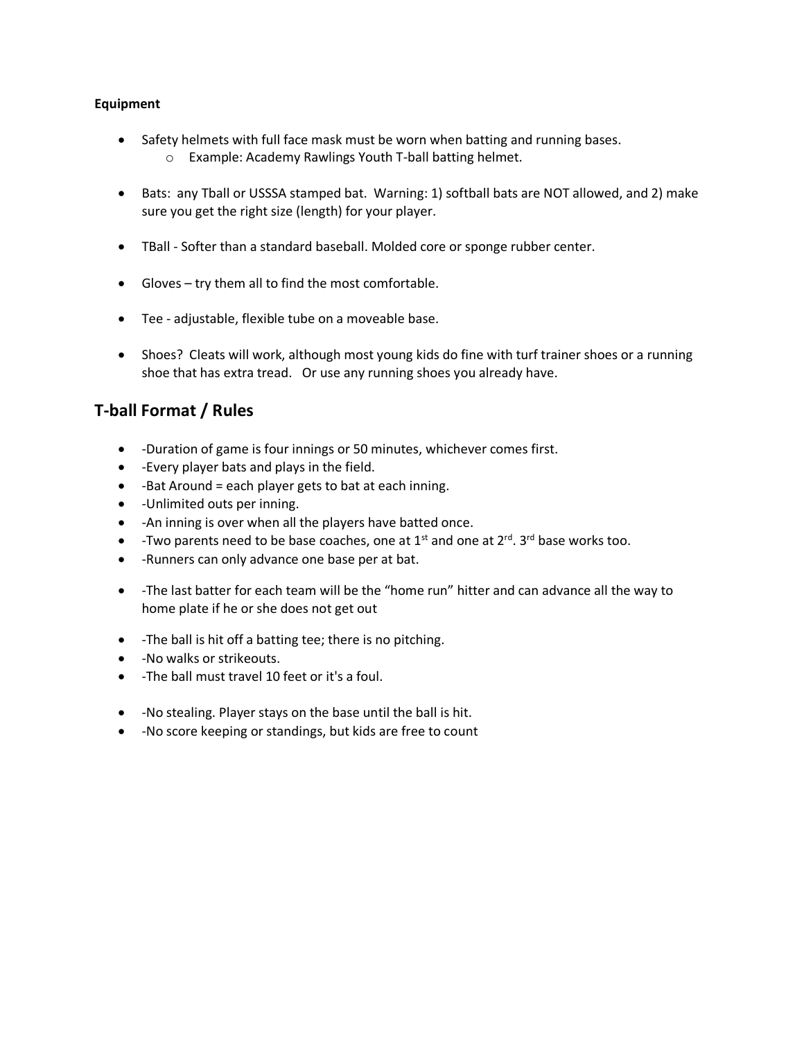**Equipment**

- Safety helmets with full face mask must be worn when batting and running bases.
  - Example: Academy Rawlings Youth T-ball batting helmet.

- Bats: any Tball or USSSA stamped bat. Warning: 1) softball bats are NOT allowed, and 2) make sure you get the right size (length) for your player.

- TBall - Softer than a standard baseball. Molded core or sponge rubber center.

- Gloves – try them all to find the most comfortable.

- Tee - adjustable, flexible tube on a moveable base.

- Shoes? Cleats will work, although most young kids do fine with turf trainer shoes or a running shoe that has extra tread. Or use any running shoes you already have.

## T-ball Format / Rules

- -Duration of game is four innings or 50 minutes, whichever comes first.
- -Every player bats and plays in the field.
- -Bat Around = each player gets to bat at each inning.
- -Unlimited outs per inning.
- -An inning is over when all the players have batted once.
- -Two parents need to be base coaches, one at 1st and one at 2rd. 3rd base works too.
- -Runners can only advance one base per at bat.

- -The last batter for each team will be the "home run" hitter and can advance all the way to home plate if he or she does not get out

- -The ball is hit off a batting tee; there is no pitching.
- -No walks or strikeouts.
- -The ball must travel 10 feet or it's a foul.

- -No stealing. Player stays on the base until the ball is hit.
- -No score keeping or standings, but kids are free to count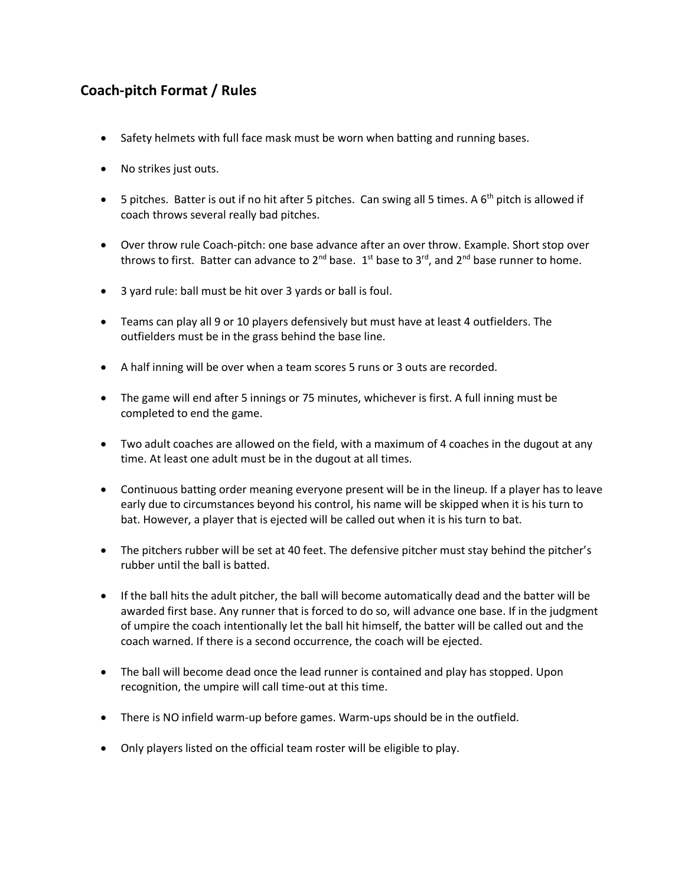## Coach-pitch Format / Rules

- Safety helmets with full face mask must be worn when batting and running bases.
- No strikes just outs.
- 5 pitches. Batter is out if no hit after 5 pitches. Can swing all 5 times. A 6th pitch is allowed if coach throws several really bad pitches.
- Over throw rule Coach-pitch: one base advance after an over throw. Example. Short stop over throws to first. Batter can advance to 2nd base. 1st base to 3rd, and 2nd base runner to home.
- 3 yard rule: ball must be hit over 3 yards or ball is foul.
- Teams can play all 9 or 10 players defensively but must have at least 4 outfielders. The outfielders must be in the grass behind the base line.
- A half inning will be over when a team scores 5 runs or 3 outs are recorded.
- The game will end after 5 innings or 75 minutes, whichever is first. A full inning must be completed to end the game.
- Two adult coaches are allowed on the field, with a maximum of 4 coaches in the dugout at any time. At least one adult must be in the dugout at all times.
- Continuous batting order meaning everyone present will be in the lineup. If a player has to leave early due to circumstances beyond his control, his name will be skipped when it is his turn to bat. However, a player that is ejected will be called out when it is his turn to bat.
- The pitchers rubber will be set at 40 feet. The defensive pitcher must stay behind the pitcher's rubber until the ball is batted.
- If the ball hits the adult pitcher, the ball will become automatically dead and the batter will be awarded first base. Any runner that is forced to do so, will advance one base. If in the judgment of umpire the coach intentionally let the ball hit himself, the batter will be called out and the coach warned. If there is a second occurrence, the coach will be ejected.
- The ball will become dead once the lead runner is contained and play has stopped. Upon recognition, the umpire will call time-out at this time.
- There is NO infield warm-up before games. Warm-ups should be in the outfield.
- Only players listed on the official team roster will be eligible to play.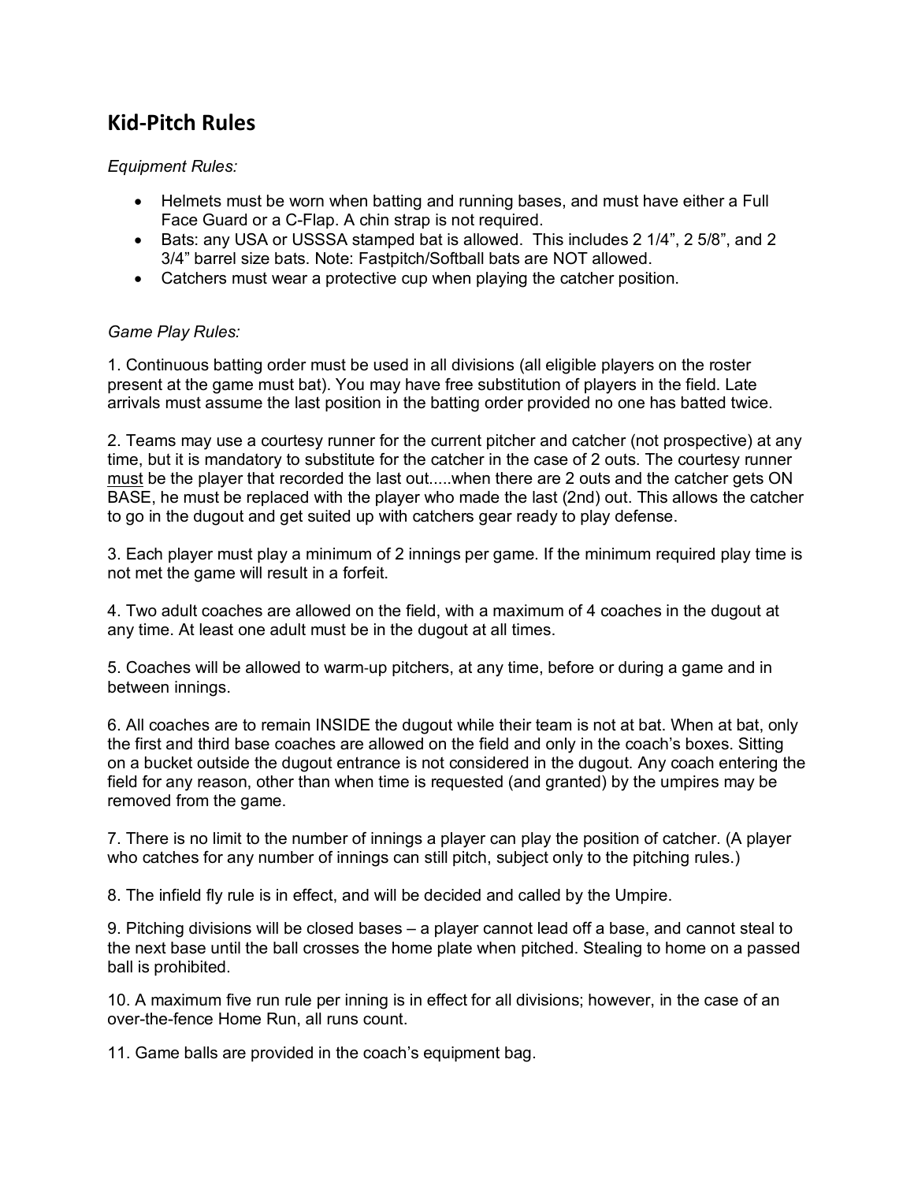## Kid-Pitch Rules

*Equipment Rules:*

- Helmets must be worn when batting and running bases, and must have either a Full Face Guard or a C-Flap. A chin strap is not required.
- Bats: any USA or USSSA stamped bat is allowed. This includes 2 1/4", 2 5/8", and 2 3/4" barrel size bats. Note: Fastpitch/Softball bats are NOT allowed.
- Catchers must wear a protective cup when playing the catcher position.

*Game Play Rules:*

1. Continuous batting order must be used in all divisions (all eligible players on the roster present at the game must bat). You may have free substitution of players in the field. Late arrivals must assume the last position in the batting order provided no one has batted twice.

2. Teams may use a courtesy runner for the current pitcher and catcher (not prospective) at any time, but it is mandatory to substitute for the catcher in the case of 2 outs. The courtesy runner <u>must</u> be the player that recorded the last out.....when there are 2 outs and the catcher gets ON BASE, he must be replaced with the player who made the last (2nd) out. This allows the catcher to go in the dugout and get suited up with catchers gear ready to play defense.

3. Each player must play a minimum of 2 innings per game. If the minimum required play time is not met the game will result in a forfeit.

4. Two adult coaches are allowed on the field, with a maximum of 4 coaches in the dugout at any time. At least one adult must be in the dugout at all times.

5. Coaches will be allowed to warm-up pitchers, at any time, before or during a game and in between innings.

6. All coaches are to remain INSIDE the dugout while their team is not at bat. When at bat, only the first and third base coaches are allowed on the field and only in the coach's boxes. Sitting on a bucket outside the dugout entrance is not considered in the dugout. Any coach entering the field for any reason, other than when time is requested (and granted) by the umpires may be removed from the game.

7. There is no limit to the number of innings a player can play the position of catcher. (A player who catches for any number of innings can still pitch, subject only to the pitching rules.)

8. The infield fly rule is in effect, and will be decided and called by the Umpire.

9. Pitching divisions will be closed bases – a player cannot lead off a base, and cannot steal to the next base until the ball crosses the home plate when pitched. Stealing to home on a passed ball is prohibited.

10. A maximum five run rule per inning is in effect for all divisions; however, in the case of an over-the-fence Home Run, all runs count.

11. Game balls are provided in the coach's equipment bag.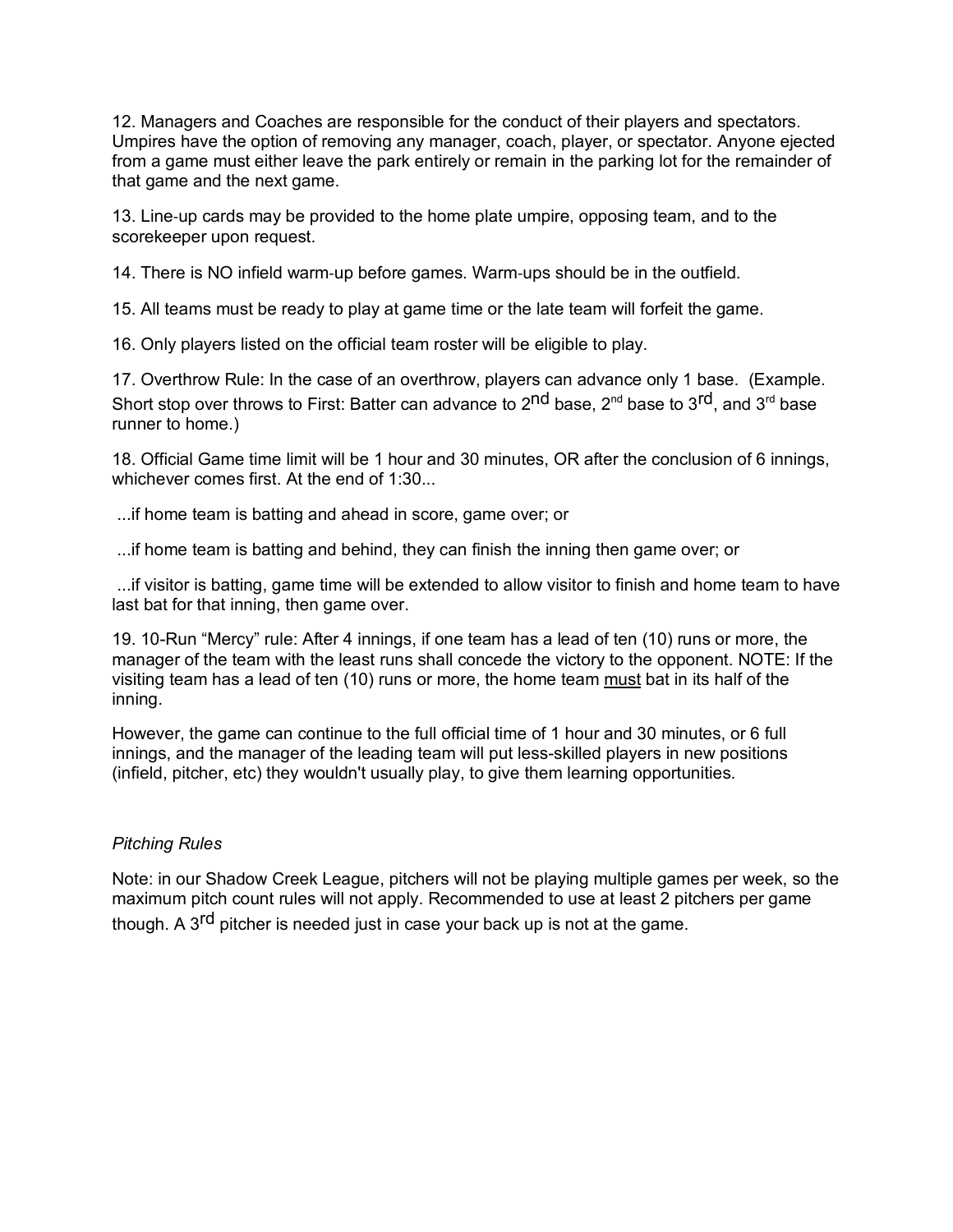12. Managers and Coaches are responsible for the conduct of their players and spectators. Umpires have the option of removing any manager, coach, player, or spectator. Anyone ejected from a game must either leave the park entirely or remain in the parking lot for the remainder of that game and the next game.

13. Line-up cards may be provided to the home plate umpire, opposing team, and to the scorekeeper upon request.

14. There is NO infield warm-up before games. Warm-ups should be in the outfield.

15. All teams must be ready to play at game time or the late team will forfeit the game.

16. Only players listed on the official team roster will be eligible to play.

17. Overthrow Rule: In the case of an overthrow, players can advance only 1 base. (Example. Short stop over throws to First: Batter can advance to 2nd base, 2nd base to 3rd, and 3rd base runner to home.)

18. Official Game time limit will be 1 hour and 30 minutes, OR after the conclusion of 6 innings, whichever comes first. At the end of 1:30...

...if home team is batting and ahead in score, game over; or

...if home team is batting and behind, they can finish the inning then game over; or

...if visitor is batting, game time will be extended to allow visitor to finish and home team to have last bat for that inning, then game over.

19. 10-Run "Mercy" rule: After 4 innings, if one team has a lead of ten (10) runs or more, the manager of the team with the least runs shall concede the victory to the opponent. NOTE: If the visiting team has a lead of ten (10) runs or more, the home team <u>must</u> bat in its half of the inning.

However, the game can continue to the full official time of 1 hour and 30 minutes, or 6 full innings, and the manager of the leading team will put less-skilled players in new positions (infield, pitcher, etc) they wouldn't usually play, to give them learning opportunities.

*Pitching Rules*

Note: in our Shadow Creek League, pitchers will not be playing multiple games per week, so the maximum pitch count rules will not apply. Recommended to use at least 2 pitchers per game though. A 3rd pitcher is needed just in case your back up is not at the game.